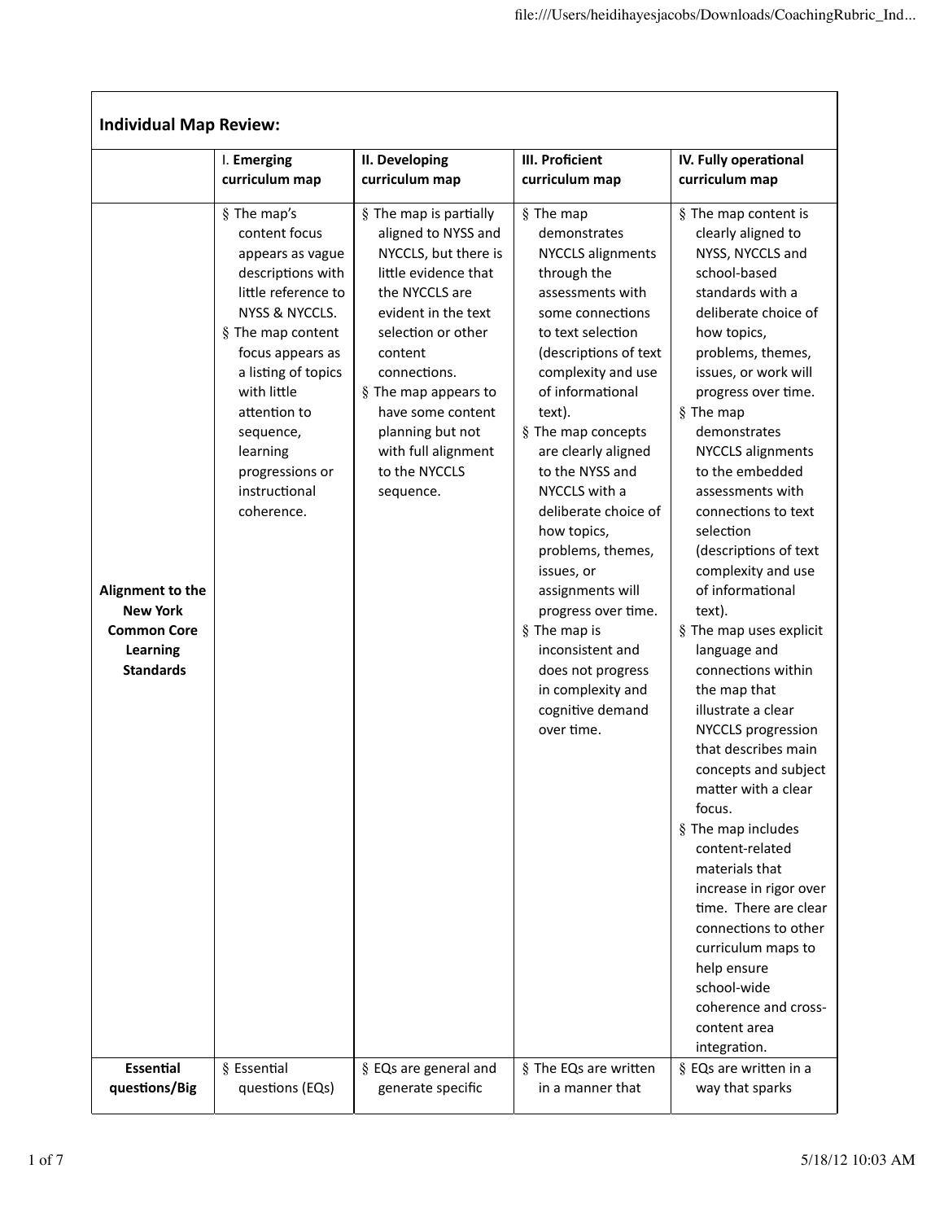| Individual Map Review: | | | | |
|---|---|---|---|---|
| | I. **Emerging curriculum map** | **II. Developing curriculum map** | **III. Proficient curriculum map** | **IV. Fully operational curriculum map** |
| **Alignment to the New York Common Core Learning Standards** | § The map's content focus appears as vague descriptions with little reference to NYSS & NYCCLS.<br>§ The map content focus appears as a listing of topics with little attention to sequence, learning progressions or instructional coherence. | § The map is partially aligned to NYSS and NYCCLS, but there is little evidence that the NYCCLS are evident in the text selection or other content connections.<br>§ The map appears to have some content planning but not with full alignment to the NYCCLS sequence. | § The map demonstrates NYCCLS alignments through the assessments with some connections to text selection (descriptions of text complexity and use of informational text).<br>§ The map concepts are clearly aligned to the NYSS and NYCCLS with a deliberate choice of how topics, problems, themes, issues, or assignments will progress over time.<br>§ The map is inconsistent and does not progress in complexity and cognitive demand over time. | § The map content is clearly aligned to NYSS, NYCCLS and school-based standards with a deliberate choice of how topics, problems, themes, issues, or work will progress over time.<br>§ The map demonstrates NYCCLS alignments to the embedded assessments with connections to text selection (descriptions of text complexity and use of informational text).<br>§ The map uses explicit language and connections within the map that illustrate a clear NYCCLS progression that describes main concepts and subject matter with a clear focus.<br>§ The map includes content-related materials that increase in rigor over time. There are clear connections to other curriculum maps to help ensure school-wide coherence and cross-content area integration. |
| **Essential questions/Big** | § Essential questions (EQs) | § EQs are general and generate specific | § The EQs are written in a manner that | § EQs are written in a way that sparks |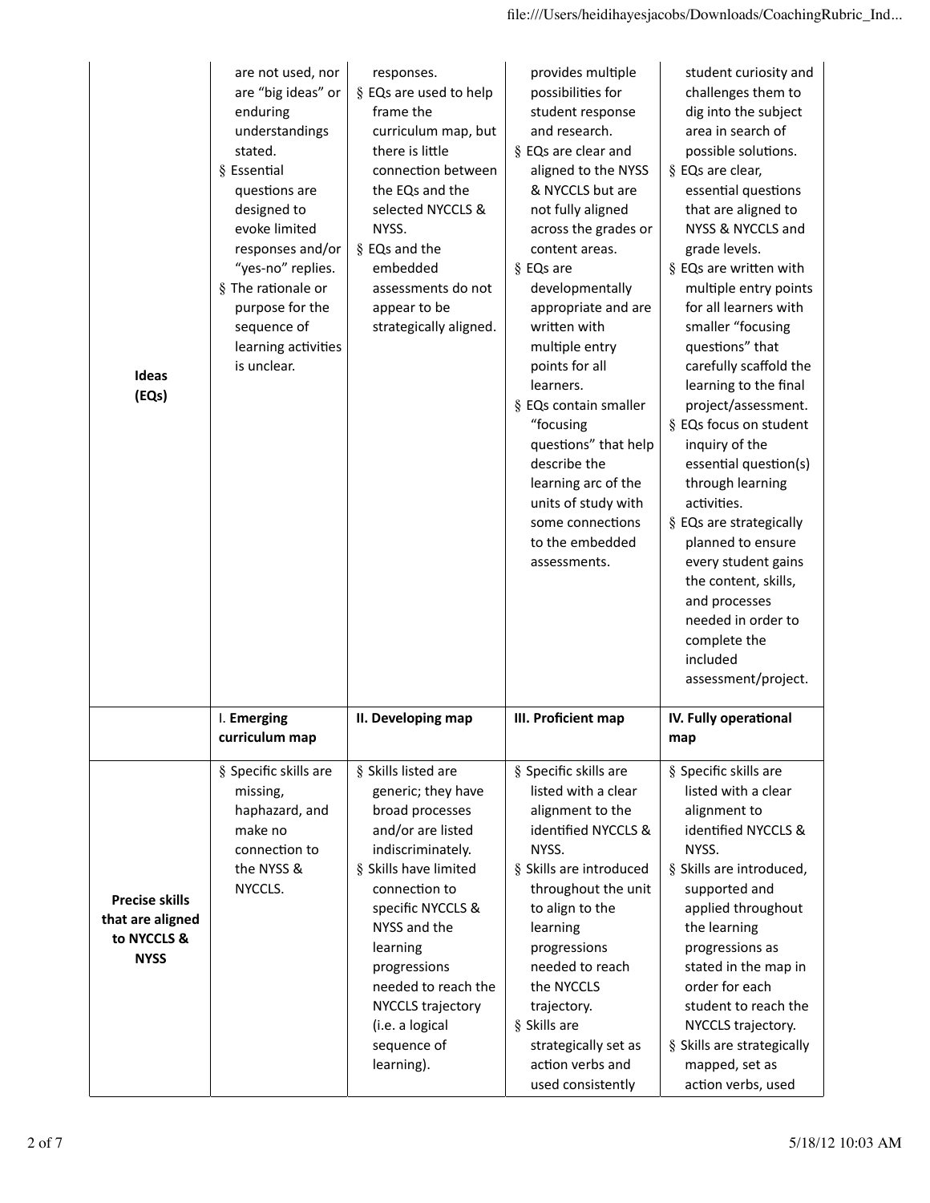| | | | | |
|---|---|---|---|---|
| **Ideas (EQs)** | are not used, nor are "big ideas" or enduring understandings stated.<br>§ Essential questions are designed to evoke limited responses and/or "yes-no" replies.<br>§ The rationale or purpose for the sequence of learning activities is unclear. | responses.<br>§ EQs are used to help frame the curriculum map, but there is little connection between the EQs and the selected NYCCLS & NYSS.<br>§ EQs and the embedded assessments do not appear to be strategically aligned. | provides multiple possibilities for student response and research.<br>§ EQs are clear and aligned to the NYSS & NYCCLS but are not fully aligned across the grades or content areas.<br>§ EQs are developmentally appropriate and are written with multiple entry points for all learners.<br>§ EQs contain smaller "focusing questions" that help describe the learning arc of the units of study with some connections to the embedded assessments. | student curiosity and challenges them to dig into the subject area in search of possible solutions.<br>§ EQs are clear, essential questions that are aligned to NYSS & NYCCLS and grade levels.<br>§ EQs are written with multiple entry points for all learners with smaller "focusing questions" that carefully scaffold the learning to the final project/assessment.<br>§ EQs focus on student inquiry of the essential question(s) through learning activities.<br>§ EQs are strategically planned to ensure every student gains the content, skills, and processes needed in order to complete the included assessment/project. |
| | I. **Emerging curriculum map** | **II. Developing map** | **III. Proficient map** | **IV. Fully operational map** |
| **Precise skills that are aligned to NYCCLS & NYSS** | § Specific skills are missing, haphazard, and make no connection to the NYSS & NYCCLS. | § Skills listed are generic; they have broad processes and/or are listed indiscriminately.<br>§ Skills have limited connection to specific NYCCLS & NYSS and the learning progressions needed to reach the NYCCLS trajectory (i.e. a logical sequence of learning). | § Specific skills are listed with a clear alignment to the identified NYCCLS & NYSS.<br>§ Skills are introduced throughout the unit to align to the learning progressions needed to reach the NYCCLS trajectory.<br>§ Skills are strategically set as action verbs and used consistently | § Specific skills are listed with a clear alignment to identified NYCCLS & NYSS.<br>§ Skills are introduced, supported and applied throughout the learning progressions as stated in the map in order for each student to reach the NYCCLS trajectory.<br>§ Skills are strategically mapped, set as action verbs, used |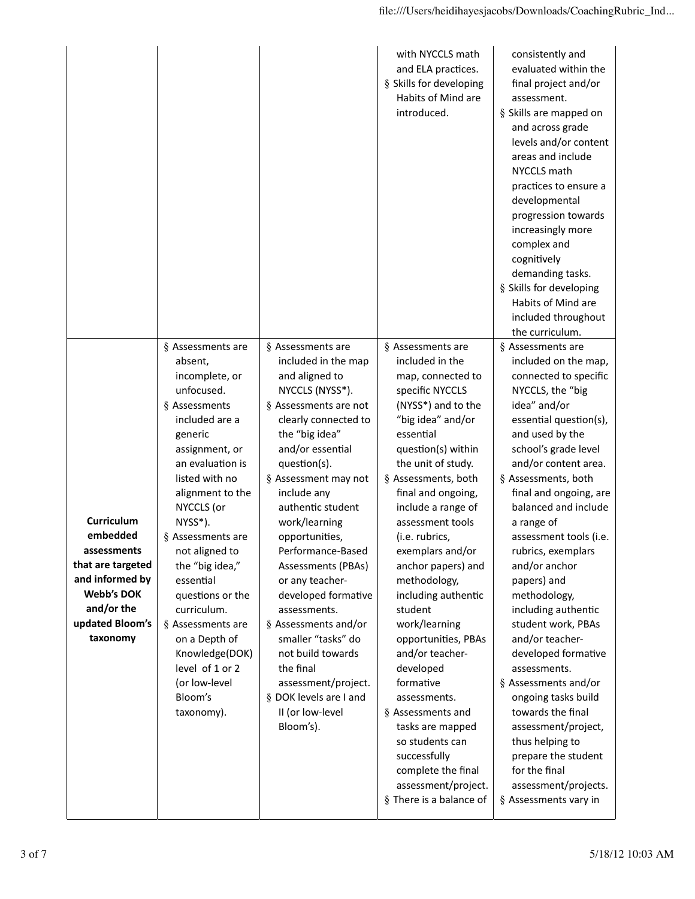| | | | | |
|---|---|---|---|---|
| | | | with NYCCLS math and ELA practices.<br>§ Skills for developing Habits of Mind are introduced. | consistently and evaluated within the final project and/or assessment.<br>§ Skills are mapped on and across grade levels and/or content areas and include NYCCLS math practices to ensure a developmental progression towards increasingly more complex and cognitively demanding tasks.<br>§ Skills for developing Habits of Mind are included throughout the curriculum. |
| **Curriculum embedded assessments that are targeted and informed by Webb's DOK and/or the updated Bloom's taxonomy** | § Assessments are absent, incomplete, or unfocused.<br>§ Assessments included are a generic assignment, or an evaluation is listed with no alignment to the NYCCLS (or NYSS*).<br>§ Assessments are not aligned to the "big idea," essential questions or the curriculum.<br>§ Assessments are on a Depth of Knowledge(DOK) level of 1 or 2 (or low-level Bloom's taxonomy). | § Assessments are included in the map and aligned to NYCCLS (NYSS*).<br>§ Assessments are not clearly connected to the "big idea" and/or essential question(s).<br>§ Assessment may not include any authentic student work/learning opportunities, Performance-Based Assessments (PBAs) or any teacher-developed formative assessments.<br>§ Assessments and/or smaller "tasks" do not build towards the final assessment/project.<br>§ DOK levels are I and II (or low-level Bloom's). | § Assessments are included in the map, connected to specific NYCCLS (NYSS*) and to the "big idea" and/or essential question(s) within the unit of study.<br>§ Assessments, both final and ongoing, include a range of assessment tools (i.e. rubrics, exemplars and/or anchor papers) and methodology, including authentic student work/learning opportunities, PBAs and/or teacher-developed formative assessments.<br>§ Assessments and tasks are mapped so students can successfully complete the final assessment/project.<br>§ There is a balance of | § Assessments are included on the map, connected to specific NYCCLS, the "big idea" and/or essential question(s), and used by the school's grade level and/or content area.<br>§ Assessments, both final and ongoing, are balanced and include a range of assessment tools (i.e. rubrics, exemplars and/or anchor papers) and methodology, including authentic student work, PBAs and/or teacher-developed formative assessments.<br>§ Assessments and/or ongoing tasks build towards the final assessment/project, thus helping to prepare the student for the final assessment/projects.<br>§ Assessments vary in |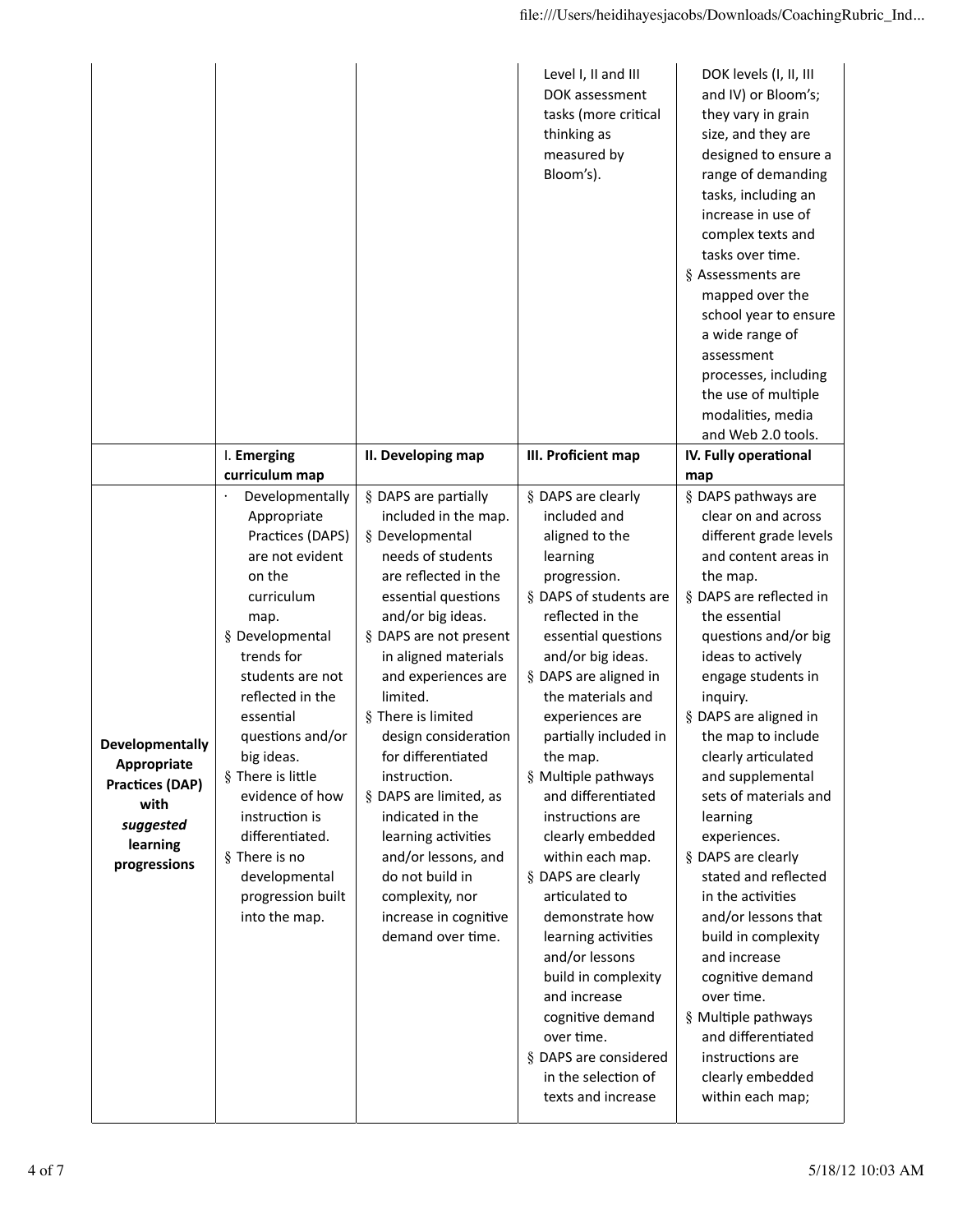| | | | | |
|---|---|---|---|---|
| | | | Level I, II and III DOK assessment tasks (more critical thinking as measured by Bloom's). | DOK levels (I, II, III and IV) or Bloom's; they vary in grain size, and they are designed to ensure a range of demanding tasks, including an increase in use of complex texts and tasks over time.<br>§ Assessments are mapped over the school year to ensure a wide range of assessment processes, including the use of multiple modalities, media and Web 2.0 tools. |
| | I. **Emerging curriculum map** | **II. Developing map** | **III. Proficient map** | **IV. Fully operational map** |
| **Developmentally Appropriate Practices (DAP) with *suggested* learning progressions** | · Developmentally Appropriate Practices (DAPS) are not evident on the curriculum map.<br>§ Developmental trends for students are not reflected in the essential questions and/or big ideas.<br>§ There is little evidence of how instruction is differentiated.<br>§ There is no developmental progression built into the map. | § DAPS are partially included in the map.<br>§ Developmental needs of students are reflected in the essential questions and/or big ideas.<br>§ DAPS are not present in aligned materials and experiences are limited.<br>§ There is limited design consideration for differentiated instruction.<br>§ DAPS are limited, as indicated in the learning activities and/or lessons, and do not build in complexity, nor increase in cognitive demand over time. | § DAPS are clearly included and aligned to the learning progression.<br>§ DAPS of students are reflected in the essential questions and/or big ideas.<br>§ DAPS are aligned in the materials and experiences are partially included in the map.<br>§ Multiple pathways and differentiated instructions are clearly embedded within each map.<br>§ DAPS are clearly articulated to demonstrate how learning activities and/or lessons build in complexity and increase cognitive demand over time.<br>§ DAPS are considered in the selection of texts and increase | § DAPS pathways are clear on and across different grade levels and content areas in the map.<br>§ DAPS are reflected in the essential questions and/or big ideas to actively engage students in inquiry.<br>§ DAPS are aligned in the map to include clearly articulated and supplemental sets of materials and learning experiences.<br>§ DAPS are clearly stated and reflected in the activities and/or lessons that build in complexity and increase cognitive demand over time.<br>§ Multiple pathways and differentiated instructions are clearly embedded within each map; |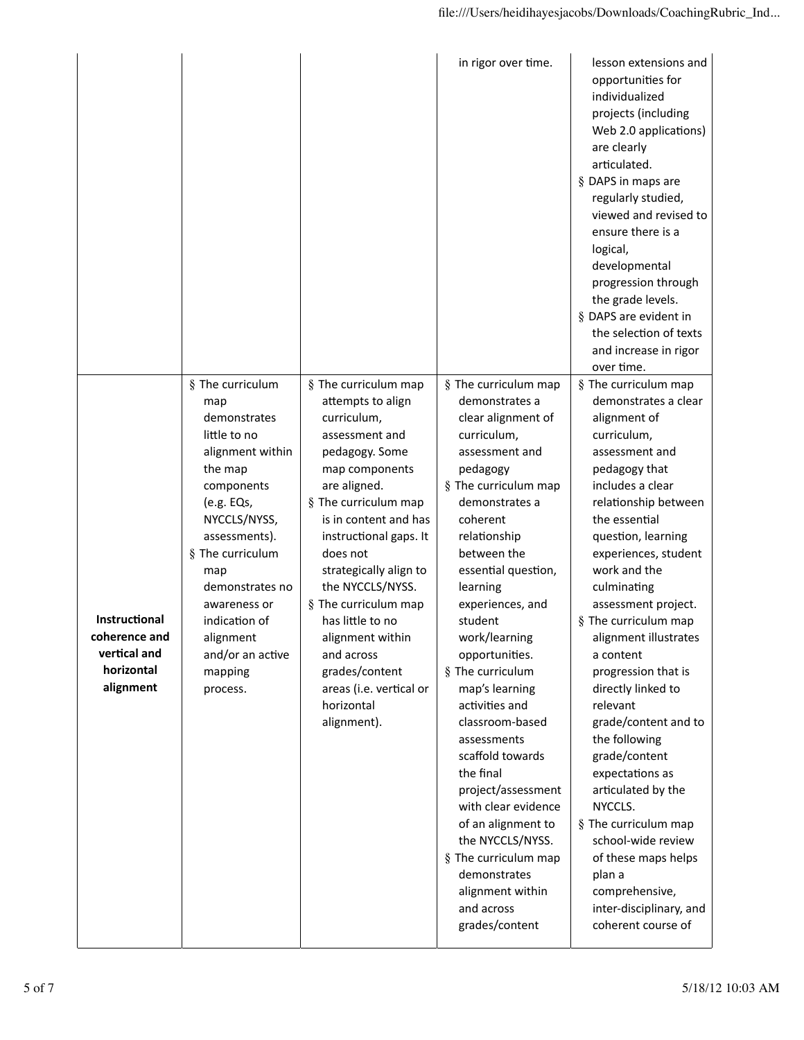| | | | | |
|---|---|---|---|---|
| | | | in rigor over time. | lesson extensions and opportunities for individualized projects (including Web 2.0 applications) are clearly articulated.<br>§ DAPS in maps are regularly studied, viewed and revised to ensure there is a logical, developmental progression through the grade levels.<br>§ DAPS are evident in the selection of texts and increase in rigor over time. |
| **Instructional coherence and vertical and horizontal alignment** | § The curriculum map demonstrates little to no alignment within the map components (e.g. EQs, NYCCLS/NYSS, assessments).<br>§ The curriculum map demonstrates no awareness or indication of alignment and/or an active mapping process. | § The curriculum map attempts to align curriculum, assessment and pedagogy. Some map components are aligned.<br>§ The curriculum map is in content and has instructional gaps. It does not strategically align to the NYCCLS/NYSS.<br>§ The curriculum map has little to no alignment within and across grades/content areas (i.e. vertical or horizontal alignment). | § The curriculum map demonstrates a clear alignment of curriculum, assessment and pedagogy<br>§ The curriculum map demonstrates a coherent relationship between the essential question, learning experiences, and student work/learning opportunities.<br>§ The curriculum map's learning activities and classroom-based assessments scaffold towards the final project/assessment with clear evidence of an alignment to the NYCCLS/NYSS.<br>§ The curriculum map demonstrates alignment within and across grades/content | § The curriculum map demonstrates a clear alignment of curriculum, assessment and pedagogy that includes a clear relationship between the essential question, learning experiences, student work and the culminating assessment project.<br>§ The curriculum map alignment illustrates a content progression that is directly linked to relevant grade/content and to the following grade/content expectations as articulated by the NYCCLS.<br>§ The curriculum map school-wide review of these maps helps plan a comprehensive, inter-disciplinary, and coherent course of |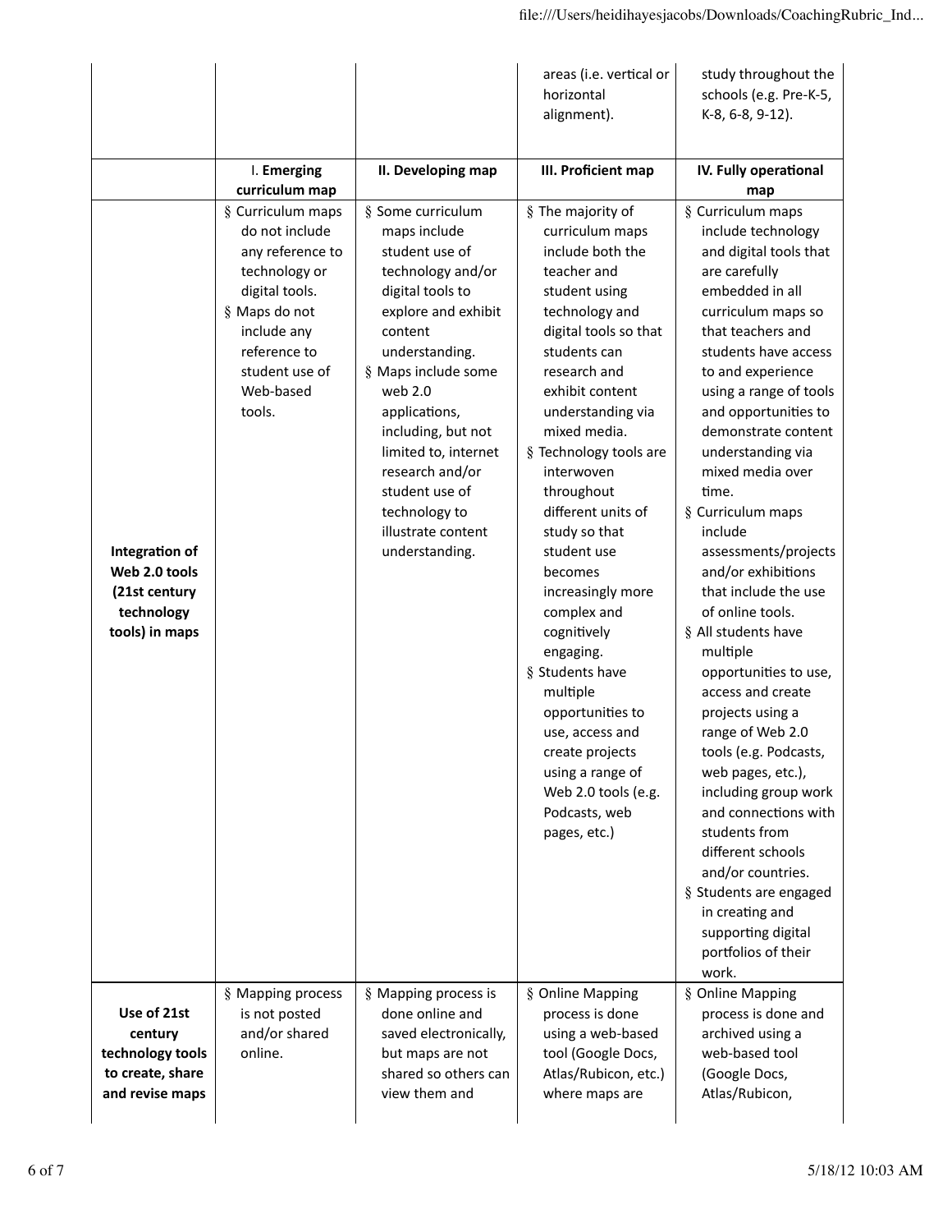| | | | | |
|---|---|---|---|---|
| | | | areas (i.e. vertical or horizontal alignment). | study throughout the schools (e.g. Pre-K-5, K-8, 6-8, 9-12). |
| | I. **Emerging curriculum map** | **II. Developing map** | **III. Proficient map** | **IV. Fully operational map** |
| **Integration of Web 2.0 tools (21st century technology tools) in maps** | § Curriculum maps do not include any reference to technology or digital tools.<br>§ Maps do not include any reference to student use of Web-based tools. | § Some curriculum maps include student use of technology and/or digital tools to explore and exhibit content understanding.<br>§ Maps include some web 2.0 applications, including, but not limited to, internet research and/or student use of technology to illustrate content understanding. | § The majority of curriculum maps include both the teacher and student using technology and digital tools so that students can research and exhibit content understanding via mixed media.<br>§ Technology tools are interwoven throughout different units of study so that student use becomes increasingly more complex and cognitively engaging.<br>§ Students have multiple opportunities to use, access and create projects using a range of Web 2.0 tools (e.g. Podcasts, web pages, etc.) | § Curriculum maps include technology and digital tools that are carefully embedded in all curriculum maps so that teachers and students have access to and experience using a range of tools and opportunities to demonstrate content understanding via mixed media over time.<br>§ Curriculum maps include assessments/projects and/or exhibitions that include the use of online tools.<br>§ All students have multiple opportunities to use, access and create projects using a range of Web 2.0 tools (e.g. Podcasts, web pages, etc.), including group work and connections with students from different schools and/or countries.<br>§ Students are engaged in creating and supporting digital portfolios of their work. |
| **Use of 21st century technology tools to create, share and revise maps** | § Mapping process is not posted and/or shared online. | § Mapping process is done online and saved electronically, but maps are not shared so others can view them and | § Online Mapping process is done using a web-based tool (Google Docs, Atlas/Rubicon, etc.) where maps are | § Online Mapping process is done and archived using a web-based tool (Google Docs, Atlas/Rubicon, |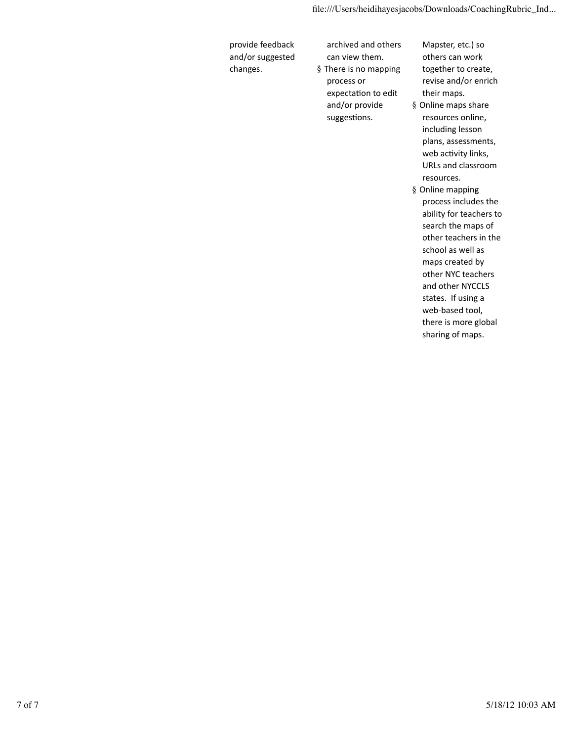| | | | |
|---|---|---|---|
| | provide feedback and/or suggested changes. | archived and others can view them.<br>§ There is no mapping process or expectation to edit and/or provide suggestions. | Mapster, etc.) so others can work together to create, revise and/or enrich their maps.<br>§ Online maps share resources online, including lesson plans, assessments, web activity links, URLs and classroom resources.<br>§ Online mapping process includes the ability for teachers to search the maps of other teachers in the school as well as maps created by other NYC teachers and other NYCCLS states. If using a web-based tool, there is more global sharing of maps. |